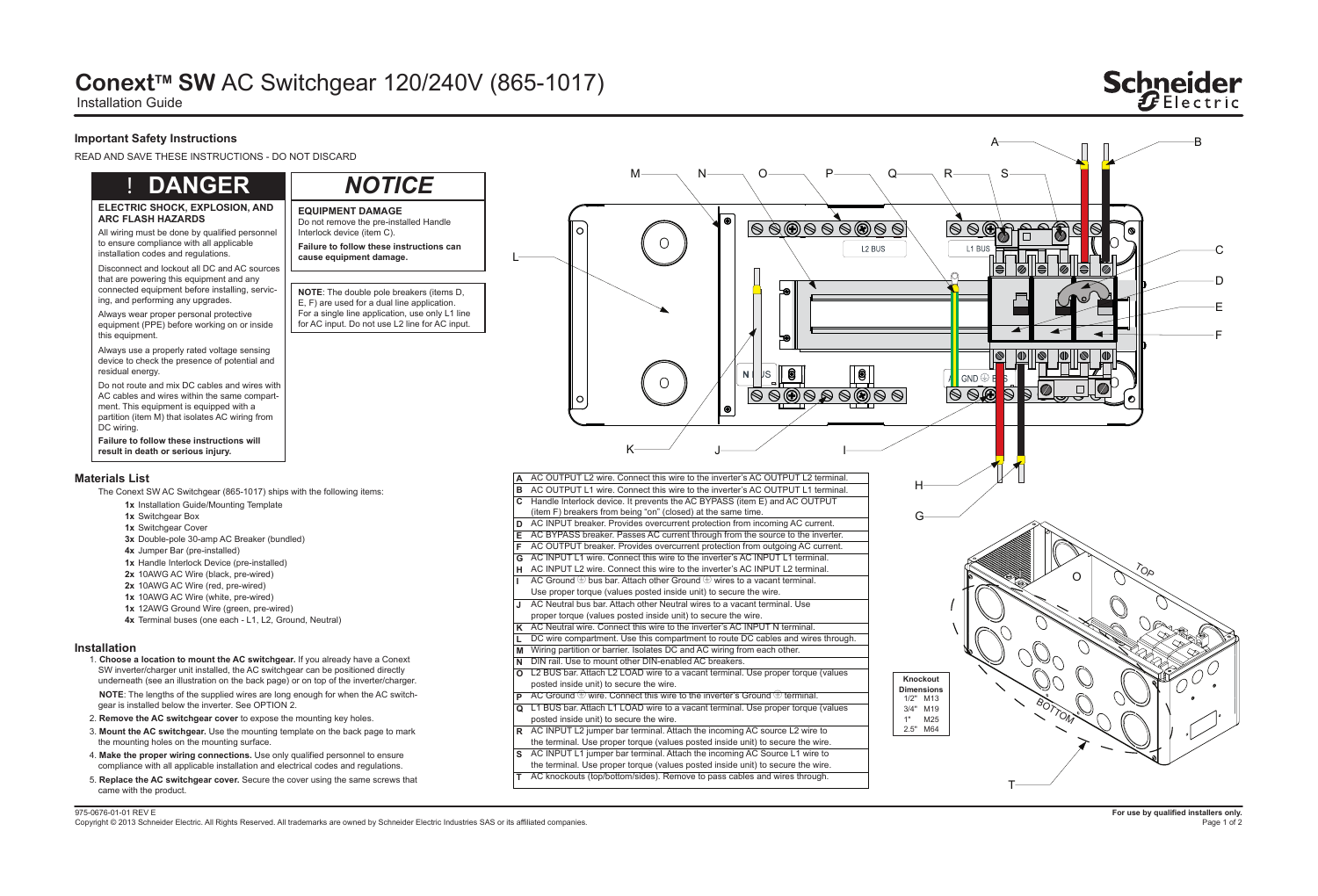# Conext™ SW AC Switchgear 120/240V (865-1017)

Installation Guide

## Important Safety Instructions

READ AND SAVE THESE INSTRUCTIONS - DO NOT DISCARD

### ! DANGER

**ELECTRIC SHOCK, EXPLOSION, AND ARC FLASH HAZARDS**

All wiring must be done by qualified personnel to ensure compliance with all applicable installation codes and regulations.

Disconnect and lockout all DC and AC sources that are powering this equipment and any connected equipment before installing, servicing, and performing any upgrades.

Always wear proper personal protective equipment (PPE) before working on or inside this equipment.

Always use a properly rated voltage sensing device to check the presence of potential and residual energy.

Do not route and mix DC cables and wires with AC cables and wires within the same compartment. This equipment is equipped with a partition (item M) that isolates AC wiring from DC wiring.

**Failure to follow these instructions will result in death or serious injury.**

### *NOTICE*

**EQUIPMENT DAMAGE**

Do not remove the pre-installed Handle Interlock device (item C).

**Failure to follow these instructions can cause equipment damage.**

**NOTE**: The double pole breakers (items D, E, F) are used for a dual line application. For a single line application, use only L1 line for AC input. Do not use L2 line for AC input.

## Materials List

The Conext SW AC Switchgear (865-1017) ships with the following items:

- **1x** Installation Guide/Mounting Template
- **1x** Switchgear Box
- **1x** Switchgear Cover
- **3x** Double-pole 30-amp AC Breaker (bundled)
- **4x** Jumper Bar (pre-installed)
- **1x** Handle Interlock Device (pre-installed)
- **2x** 10AWG AC Wire (black, pre-wired)
- **2x** 10AWG AC Wire (red, pre-wired)
- **1x** 10AWG AC Wire (white, pre-wired)
- **1x** 12AWG Ground Wire (green, pre-wired)
- **4x** Terminal buses (one each - L1, L2, Ground, Neutral)

## Installation

1. **Choose a location to mount the AC switchgear.** If you already have a Conext SW inverter/charger unit installed, the AC switchgear can be positioned directly underneath (see an illustration on the back page) or on top of the inverter/charger.

   **NOTE**: The lengths of the supplied wires are long enough for when the AC switchgear is installed below the inverter. See OPTION 2.

2. **Remove the AC switchgear cover** to expose the mounting key holes.
3. **Mount the AC switchgear.** Use the mounting template on the back page to mark the mounting holes on the mounting surface.
4. **Make the proper wiring connections.** Use only qualified personnel to ensure compliance with all applicable installation and electrical codes and regulations.
5. **Replace the AC switchgear cover.** Secure the cover using the same screws that came with the product.

| | |
|---|---|
| **A** | AC OUTPUT L2 wire. Connect this wire to the inverter's AC OUTPUT L2 terminal. |
| **B** | AC OUTPUT L1 wire. Connect this wire to the inverter's AC OUTPUT L1 terminal. |
| **C** | Handle Interlock device. It prevents the AC BYPASS (item E) and AC OUTPUT (item F) breakers from being "on" (closed) at the same time. |
| **D** | AC INPUT breaker. Provides overcurrent protection from incoming AC current. |
| **E** | AC BYPASS breaker. Passes AC current through from the source to the inverter. |
| **F** | AC OUTPUT breaker. Provides overcurrent protection from outgoing AC current. |
| **G** | AC INPUT L1 wire. Connect this wire to the inverter's AC INPUT L1 terminal. |
| **H** | AC INPUT L2 wire. Connect this wire to the inverter's AC INPUT L2 terminal. |
| **I** | AC Ground ⏚ bus bar. Attach other Ground ⏚ wires to a vacant terminal. Use proper torque (values posted inside unit) to secure the wire. |
| **J** | AC Neutral bus bar. Attach other Neutral wires to a vacant terminal. Use proper torque (values posted inside unit) to secure the wire. |
| **K** | AC Neutral wire. Connect this wire to the inverter's AC INPUT N terminal. |
| **L** | DC wire compartment. Use this compartment to route DC cables and wires through. |
| **M** | Wiring partition or barrier. Isolates DC and AC wiring from each other. |
| **N** | DIN rail. Use to mount other DIN-enabled AC breakers. |
| **O** | L2 BUS bar. Attach L2 LOAD wire to a vacant terminal. Use proper torque (values posted inside unit) to secure the wire. |
| **P** | AC Ground ⏚ wire. Connect this wire to the inverter's Ground ⏚ terminal. |
| **Q** | L1 BUS bar. Attach L1 LOAD wire to a vacant terminal. Use proper torque (values posted inside unit) to secure the wire. |
| **R** | AC INPUT L2 jumper bar terminal. Attach the incoming AC source L2 wire to the terminal. Use proper torque (values posted inside unit) to secure the wire. |
| **S** | AC INPUT L1 jumper bar terminal. Attach the incoming AC Source L1 wire to the terminal. Use proper torque (values posted inside unit) to secure the wire. |
| **T** | AC knockouts (top/bottom/sides). Remove to pass cables and wires through. |

| Knockout Dimensions | |
|---|---|
| 1/2" | M13 |
| 3/4" | M19 |
| 1" | M25 |
| 2.5" | M64 |

975-0676-01-01 REV E

Copyright © 2013 Schneider Electric. All Rights Reserved. All trademarks are owned by Schneider Electric Industries SAS or its affiliated companies.

**For use by qualified installers only.**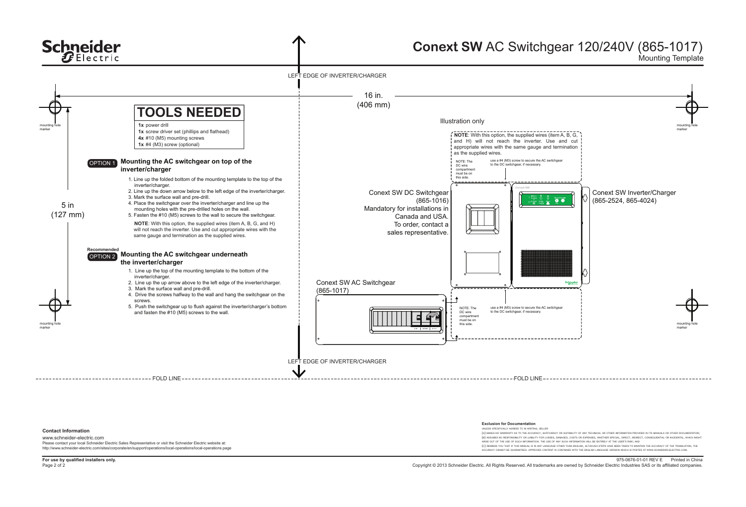# Conext SW AC Switchgear 120/240V (865-1017)

Mounting Template

LEFT EDGE OF INVERTER/CHARGER

16 in.
(406 mm)

mounting hole marker

mounting hole marker

## TOOLS NEEDED

- **1x** power drill
- **1x** screw driver set (phillips and flathead)
- **4x** #10 (M5) mounting screws
- **1x** #4 (M3) screw (optional)

### OPTION 1 Mounting the AC switchgear on top of the inverter/charger

1. Line up the folded bottom of the mounting template to the top of the inverter/charger.
2. Line up the down arrow below to the left edge of the inverter/charger.
3. Mark the surface wall and pre-drill.
4. Place the switchgear over the inverter/charger and line up the mounting holes with the pre-drilled holes on the wall.
5. Fasten the #10 (M5) screws to the wall to secure the switchgear.

**NOTE**: With this option, the supplied wires (item A, B, G, and H) will not reach the inverter. Use and cut appropriate wires with the same gauge and termination as the supplied wires.

5 in
(127 mm)

### Recommended OPTION 2 Mounting the AC switchgear underneath the inverter/charger

1. Line up the top of the mounting template to the bottom of the inverter/charger.
2. Line up the up arrow above to the left edge of the inverter/charger.
3. Mark the surface wall and pre-drill.
4. Drive the screws halfway to the wall and hang the switchgear on the screws.
5. Push the switchgear up to flush against the inverter/charger's bottom and fasten the #10 (M5) screws to the wall.

Illustration only

**NOTE**: With this option, the supplied wires (item A, B, G, and H) will not reach the inverter. Use and cut appropriate wires with the same gauge and termination as the supplied wires.

NOTE: The DC wire compartment must be on this side.

use a #4 (M3) screw to secure the AC switchgear to the DC switchgear, if necessary.

Conext SW DC Switchgear (865-1016)
Mandatory for installations in Canada and USA.
To order, contact a sales representative.

Conext SW Inverter/Charger (865-2524, 865-4024)

Conext SW AC Switchgear (865-1017)

NOTE: The DC wire compartment must be on this side.

use a #4 (M3) screw to secure the AC switchgear to the DC switchgear, if necessary.

mounting hole marker

mounting hole marker

LEFT EDGE OF INVERTER/CHARGER

FOLD LINE

FOLD LINE

**Contact Information**

www.schneider-electric.com

Please contact your local Schneider Electric Sales Representative or visit the Schneider Electric website at:
http://www.schneider-electric.com/sites/corporate/en/support/operations/local-operations/local-operations.page

**Exclusion for Documentation**

UNLESS SPECIFICALLY AGREED TO IN WRITING, SELLER

(A) MAKES NO WARRANTY AS TO THE ACCURACY, SUFFICIENCY OR SUITABILITY OF ANY TECHNICAL OR OTHER INFORMATION PROVIDED IN ITS MANUALS OR OTHER DOCUMENTATION;

(B) ASSUMES NO RESPONSIBILITY OR LIABILITY FOR LOSSES, DAMAGES, COSTS OR EXPENSES, WHETHER SPECIAL, DIRECT, INDIRECT, CONSEQUENTIAL OR INCIDENTAL, WHICH MIGHT ARISE OUT OF THE USE OF SUCH INFORMATION. THE USE OF ANY SUCH INFORMATION WILL BE ENTIRELY AT THE USER'S RISK; AND

(C) REMINDS YOU THAT IF THIS MANUAL IS IN ANY LANGUAGE OTHER THAN ENGLISH, ALTHOUGH STEPS HAVE BEEN TAKEN TO MAINTAIN THE ACCURACY OF THE TRANSLATION, THE ACCURACY CANNOT BE GUARANTEED. APPROVED CONTENT IS CONTAINED WITH THE ENGLISH LANGUAGE VERSION WHICH IS POSTED AT WWW.SCHNEIDER-ELECTRIC.COM.

**For use by qualified installers only.**

975-0676-01-01 REV E Printed in China

Copyright © 2013 Schneider Electric. All Rights Reserved. All trademarks are owned by Schneider Electric Industries SAS or its affiliated companies.